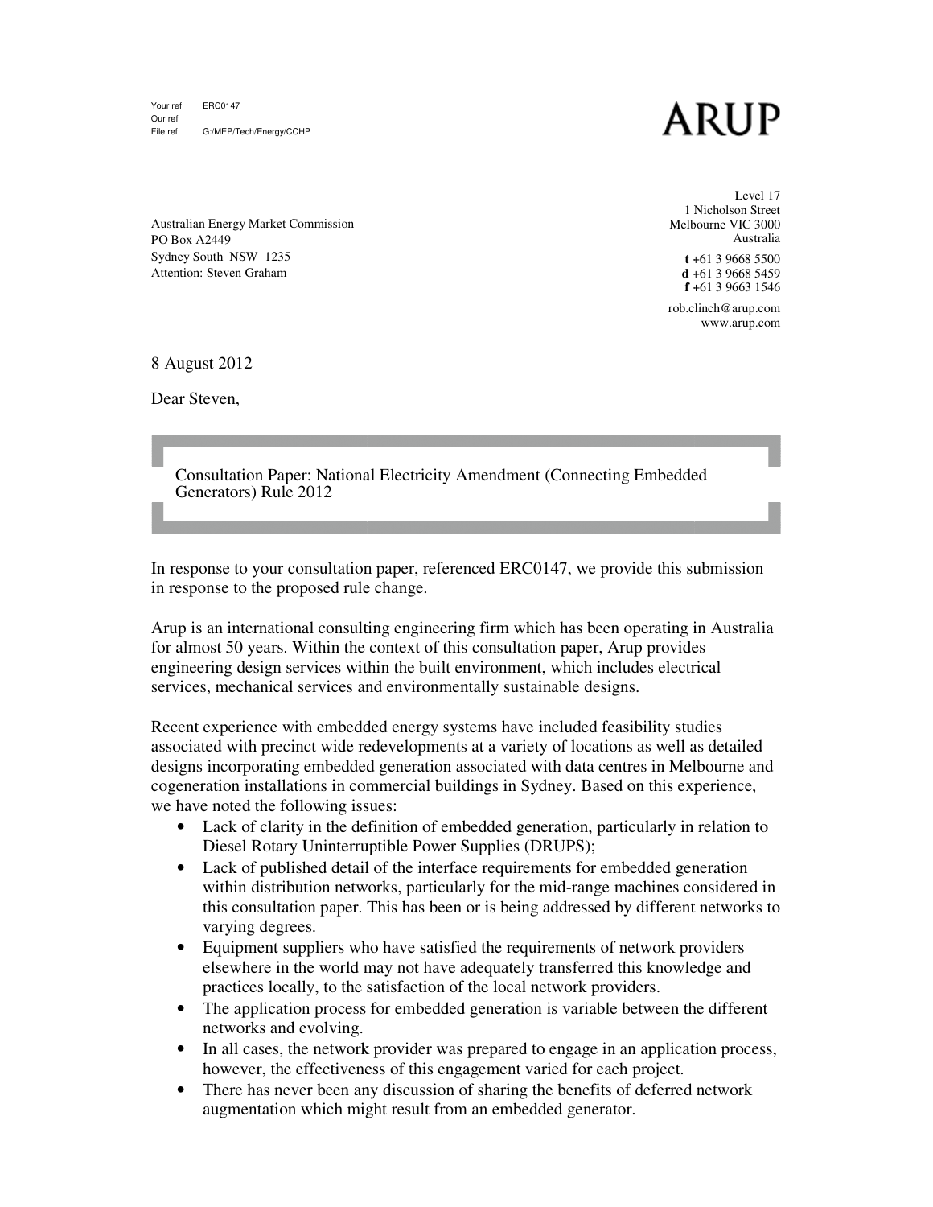Your ref ERC0147
Our ref
File ref G:/MEP/Tech/Energy/CCHP

ARUP

Australian Energy Market Commission
PO Box A2449
Sydney South NSW 1235
Attention: Steven Graham

Level 17
1 Nicholson Street
Melbourne VIC 3000
Australia

**t** +61 3 9668 5500
**d** +61 3 9668 5459
**f** +61 3 9663 1546

rob.clinch@arup.com
www.arup.com

8 August 2012

Dear Steven,

**Consultation Paper: National Electricity Amendment (Connecting Embedded Generators) Rule 2012**

In response to your consultation paper, referenced ERC0147, we provide this submission in response to the proposed rule change.

Arup is an international consulting engineering firm which has been operating in Australia for almost 50 years. Within the context of this consultation paper, Arup provides engineering design services within the built environment, which includes electrical services, mechanical services and environmentally sustainable designs.

Recent experience with embedded energy systems have included feasibility studies associated with precinct wide redevelopments at a variety of locations as well as detailed designs incorporating embedded generation associated with data centres in Melbourne and cogeneration installations in commercial buildings in Sydney. Based on this experience, we have noted the following issues:

- Lack of clarity in the definition of embedded generation, particularly in relation to Diesel Rotary Uninterruptible Power Supplies (DRUPS);
- Lack of published detail of the interface requirements for embedded generation within distribution networks, particularly for the mid-range machines considered in this consultation paper. This has been or is being addressed by different networks to varying degrees.
- Equipment suppliers who have satisfied the requirements of network providers elsewhere in the world may not have adequately transferred this knowledge and practices locally, to the satisfaction of the local network providers.
- The application process for embedded generation is variable between the different networks and evolving.
- In all cases, the network provider was prepared to engage in an application process, however, the effectiveness of this engagement varied for each project.
- There has never been any discussion of sharing the benefits of deferred network augmentation which might result from an embedded generator.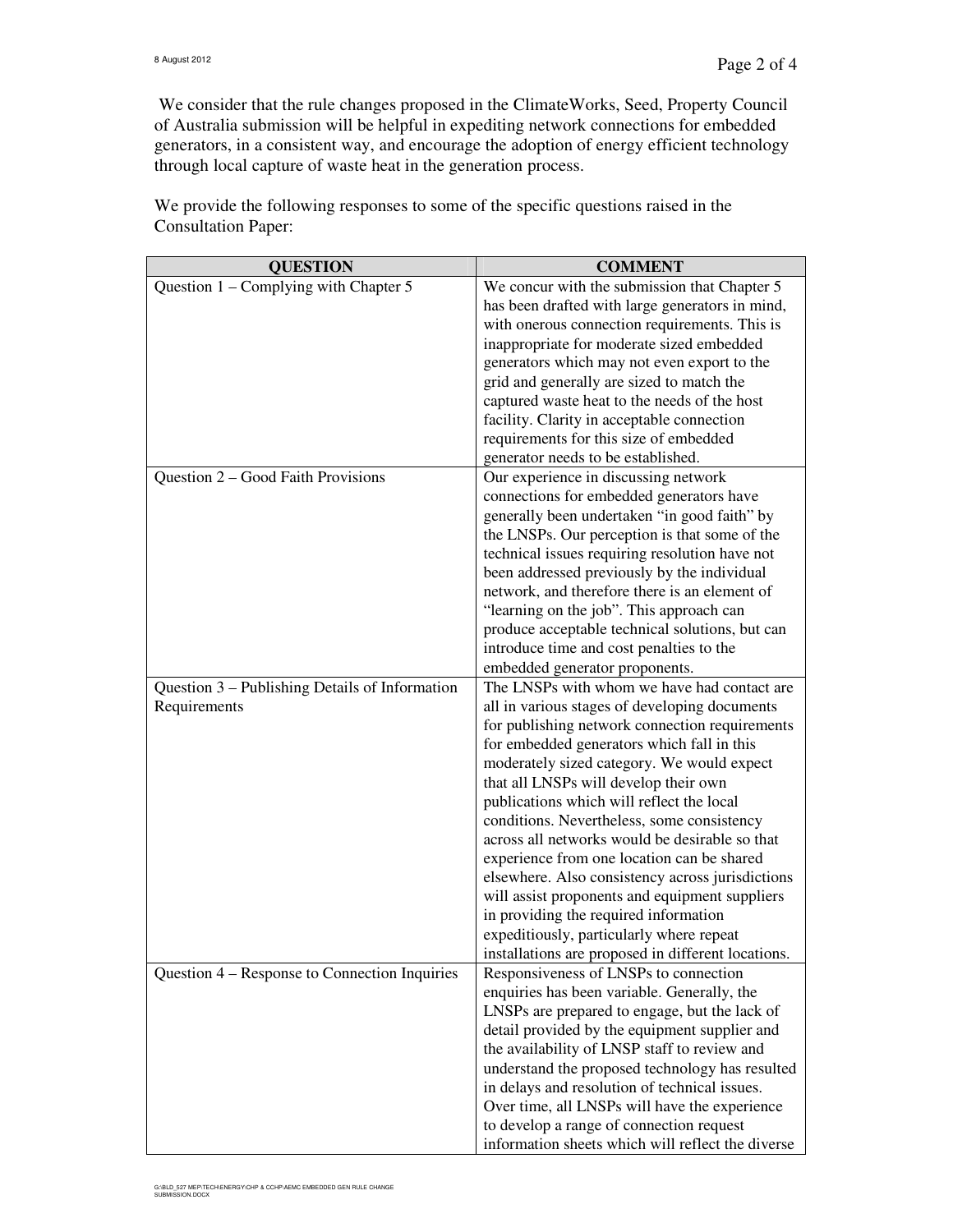We consider that the rule changes proposed in the ClimateWorks, Seed, Property Council of Australia submission will be helpful in expediting network connections for embedded generators, in a consistent way, and encourage the adoption of energy efficient technology through local capture of waste heat in the generation process.

We provide the following responses to some of the specific questions raised in the Consultation Paper:

| QUESTION | COMMENT |
|---|---|
| Question 1 – Complying with Chapter 5 | We concur with the submission that Chapter 5 has been drafted with large generators in mind, with onerous connection requirements. This is inappropriate for moderate sized embedded generators which may not even export to the grid and generally are sized to match the captured waste heat to the needs of the host facility. Clarity in acceptable connection requirements for this size of embedded generator needs to be established. |
| Question 2 – Good Faith Provisions | Our experience in discussing network connections for embedded generators have generally been undertaken "in good faith" by the LNSPs. Our perception is that some of the technical issues requiring resolution have not been addressed previously by the individual network, and therefore there is an element of "learning on the job". This approach can produce acceptable technical solutions, but can introduce time and cost penalties to the embedded generator proponents. |
| Question 3 – Publishing Details of Information Requirements | The LNSPs with whom we have had contact are all in various stages of developing documents for publishing network connection requirements for embedded generators which fall in this moderately sized category. We would expect that all LNSPs will develop their own publications which will reflect the local conditions. Nevertheless, some consistency across all networks would be desirable so that experience from one location can be shared elsewhere. Also consistency across jurisdictions will assist proponents and equipment suppliers in providing the required information expeditiously, particularly where repeat installations are proposed in different locations. |
| Question 4 – Response to Connection Inquiries | Responsiveness of LNSPs to connection enquiries has been variable. Generally, the LNSPs are prepared to engage, but the lack of detail provided by the equipment supplier and the availability of LNSP staff to review and understand the proposed technology has resulted in delays and resolution of technical issues. Over time, all LNSPs will have the experience to develop a range of connection request information sheets which will reflect the diverse |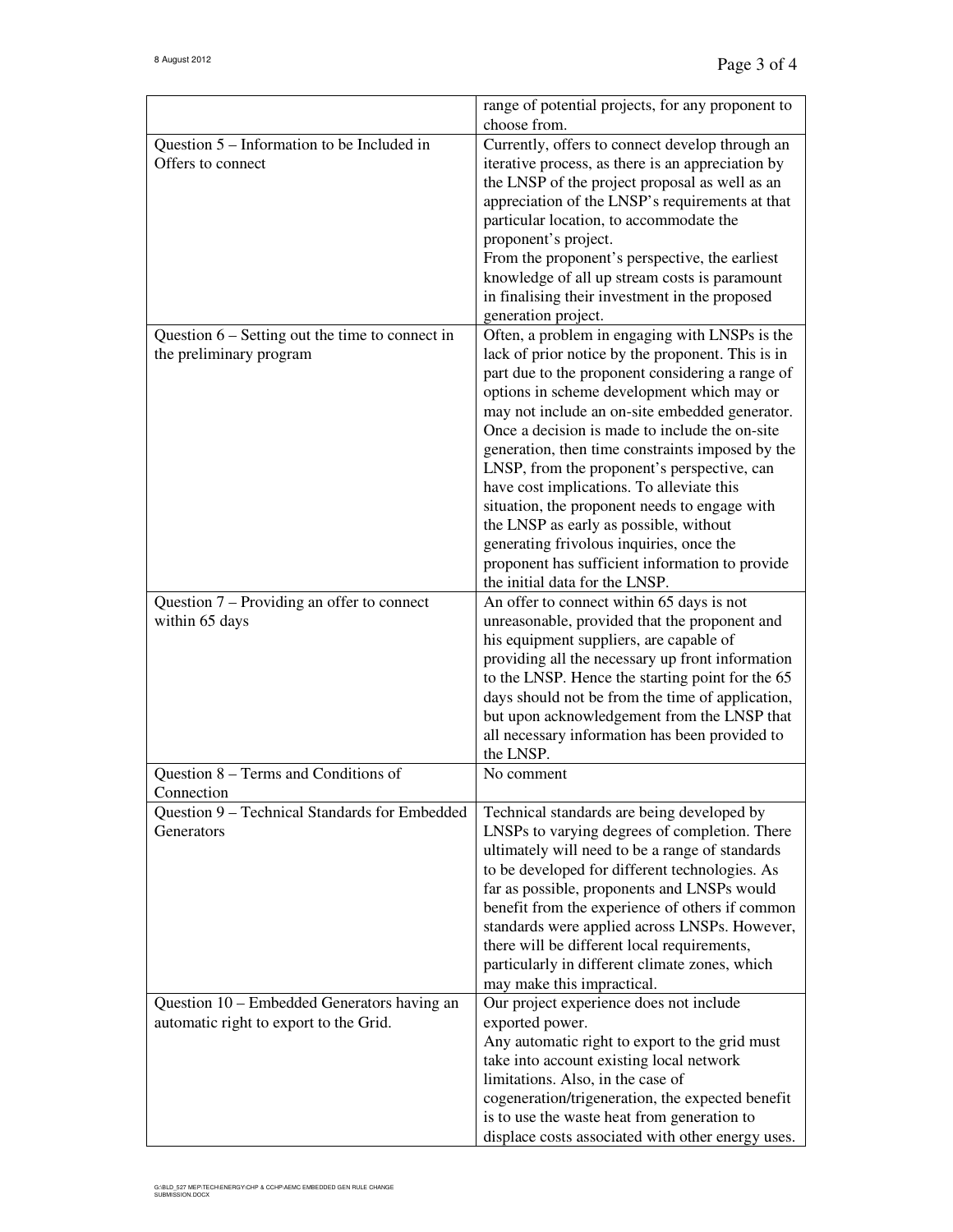| | |
|---|---|
| | range of potential projects, for any proponent to choose from. |
| Question 5 – Information to be Included in Offers to connect | Currently, offers to connect develop through an iterative process, as there is an appreciation by the LNSP of the project proposal as well as an appreciation of the LNSP's requirements at that particular location, to accommodate the proponent's project.<br>From the proponent's perspective, the earliest knowledge of all up stream costs is paramount in finalising their investment in the proposed generation project. |
| Question 6 – Setting out the time to connect in the preliminary program | Often, a problem in engaging with LNSPs is the lack of prior notice by the proponent. This is in part due to the proponent considering a range of options in scheme development which may or may not include an on-site embedded generator. Once a decision is made to include the on-site generation, then time constraints imposed by the LNSP, from the proponent's perspective, can have cost implications. To alleviate this situation, the proponent needs to engage with the LNSP as early as possible, without generating frivolous inquiries, once the proponent has sufficient information to provide the initial data for the LNSP. |
| Question 7 – Providing an offer to connect within 65 days | An offer to connect within 65 days is not unreasonable, provided that the proponent and his equipment suppliers, are capable of providing all the necessary up front information to the LNSP. Hence the starting point for the 65 days should not be from the time of application, but upon acknowledgement from the LNSP that all necessary information has been provided to the LNSP. |
| Question 8 – Terms and Conditions of Connection | No comment |
| Question 9 – Technical Standards for Embedded Generators | Technical standards are being developed by LNSPs to varying degrees of completion. There ultimately will need to be a range of standards to be developed for different technologies. As far as possible, proponents and LNSPs would benefit from the experience of others if common standards were applied across LNSPs. However, there will be different local requirements, particularly in different climate zones, which may make this impractical. |
| Question 10 – Embedded Generators having an automatic right to export to the Grid. | Our project experience does not include exported power.<br>Any automatic right to export to the grid must take into account existing local network limitations. Also, in the case of cogeneration/trigeneration, the expected benefit is to use the waste heat from generation to displace costs associated with other energy uses. |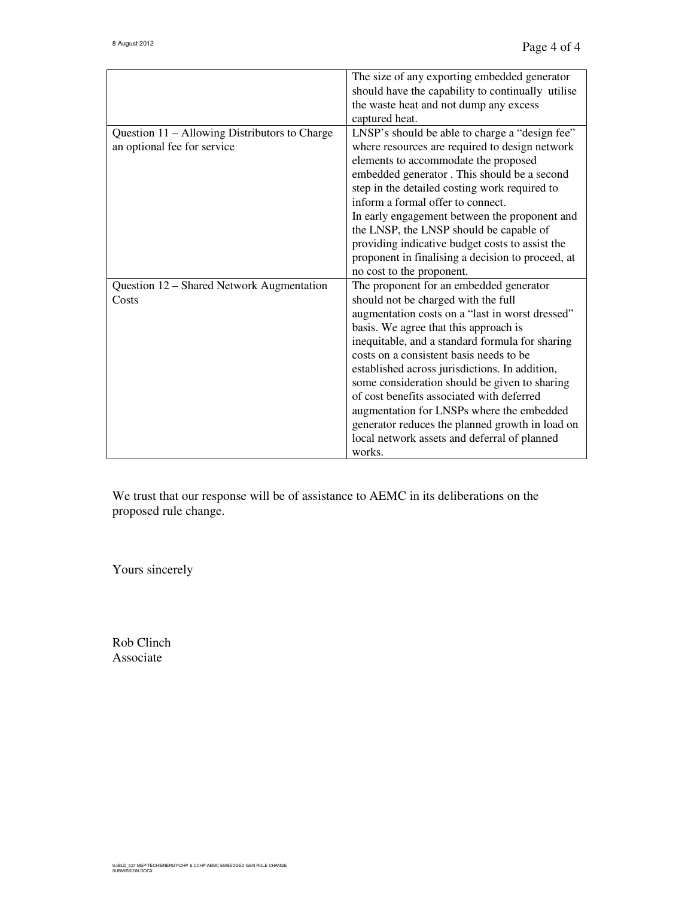| | |
|---|---|
| | The size of any exporting embedded generator should have the capability to continually utilise the waste heat and not dump any excess captured heat. |
| Question 11 – Allowing Distributors to Charge an optional fee for service | LNSP's should be able to charge a "design fee" where resources are required to design network elements to accommodate the proposed embedded generator . This should be a second step in the detailed costing work required to inform a formal offer to connect.<br>In early engagement between the proponent and the LNSP, the LNSP should be capable of providing indicative budget costs to assist the proponent in finalising a decision to proceed, at no cost to the proponent. |
| Question 12 – Shared Network Augmentation Costs | The proponent for an embedded generator should not be charged with the full augmentation costs on a "last in worst dressed" basis. We agree that this approach is inequitable, and a standard formula for sharing costs on a consistent basis needs to be established across jurisdictions. In addition, some consideration should be given to sharing of cost benefits associated with deferred augmentation for LNSPs where the embedded generator reduces the planned growth in load on local network assets and deferral of planned works. |

We trust that our response will be of assistance to AEMC in its deliberations on the proposed rule change.

Yours sincerely

Rob Clinch
Associate